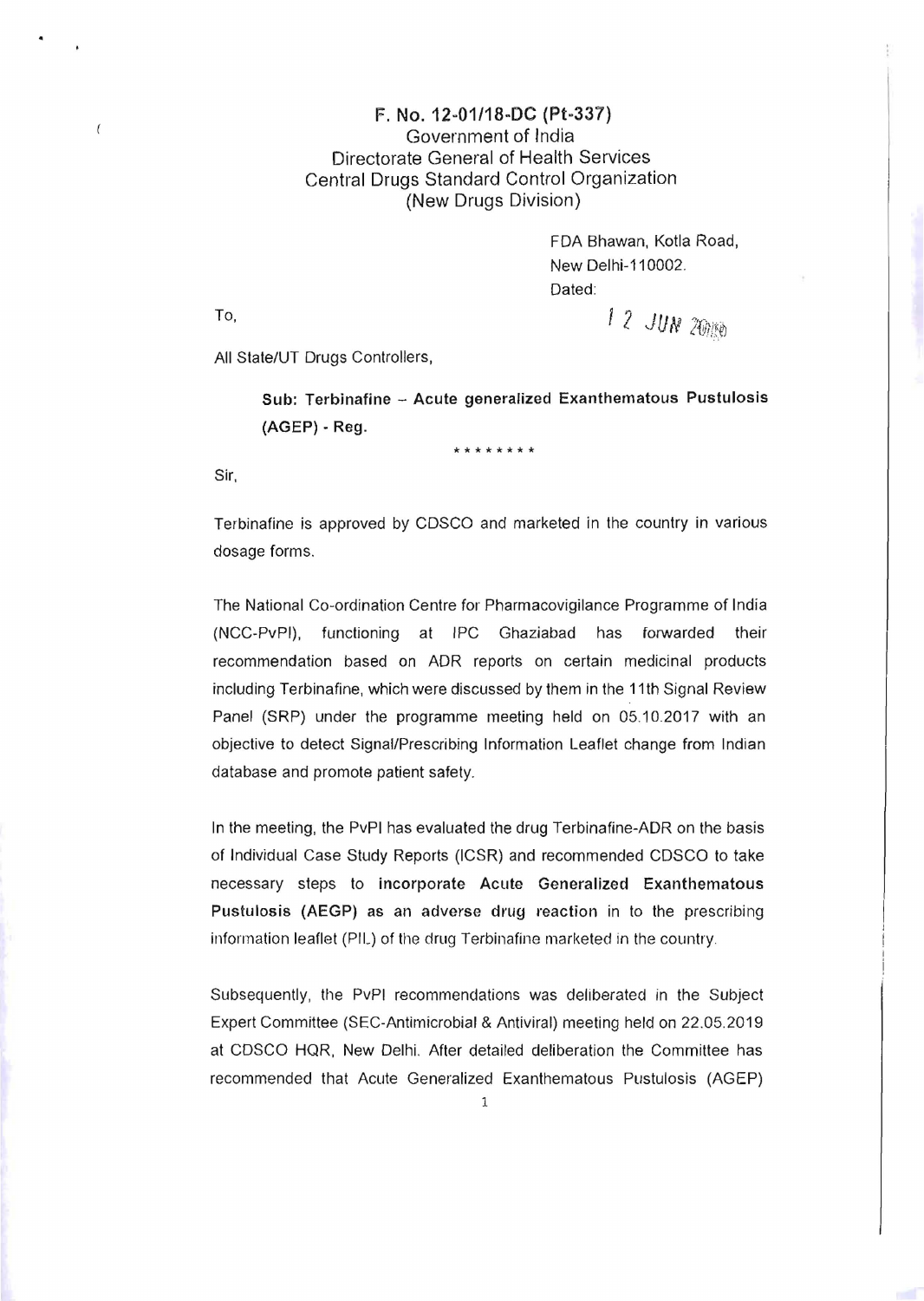**F. No. 12-01/18-DC (Pt-337)**
Government of India
Directorate General of Health Services
Central Drugs Standard Control Organization
(New Drugs Division)

FDA Bhawan, Kotla Road,
New Delhi-110002.
Dated:

12 JUN 2019

To,

All State/UT Drugs Controllers,

**Sub: Terbinafine – Acute generalized Exanthematous Pustulosis (AGEP) - Reg.**

\*\*\*\*\*\*\*\*

Sir,

Terbinafine is approved by CDSCO and marketed in the country in various dosage forms.

The National Co-ordination Centre for Pharmacovigilance Programme of India (NCC-PvPI), functioning at IPC Ghaziabad has forwarded their recommendation based on ADR reports on certain medicinal products including Terbinafine, which were discussed by them in the 11th Signal Review Panel (SRP) under the programme meeting held on 05.10.2017 with an objective to detect Signal/Prescribing Information Leaflet change from Indian database and promote patient safety.

In the meeting, the PvPI has evaluated the drug Terbinafine-ADR on the basis of Individual Case Study Reports (ICSR) and recommended CDSCO to take necessary steps to **incorporate Acute Generalized Exanthematous Pustulosis (AEGP) as an adverse drug reaction** in to the prescribing information leaflet (PIL) of the drug Terbinafine marketed in the country.

Subsequently, the PvPI recommendations was deliberated in the Subject Expert Committee (SEC-Antimicrobial & Antiviral) meeting held on 22.05.2019 at CDSCO HQR, New Delhi. After detailed deliberation the Committee has recommended that Acute Generalized Exanthematous Pustulosis (AGEP)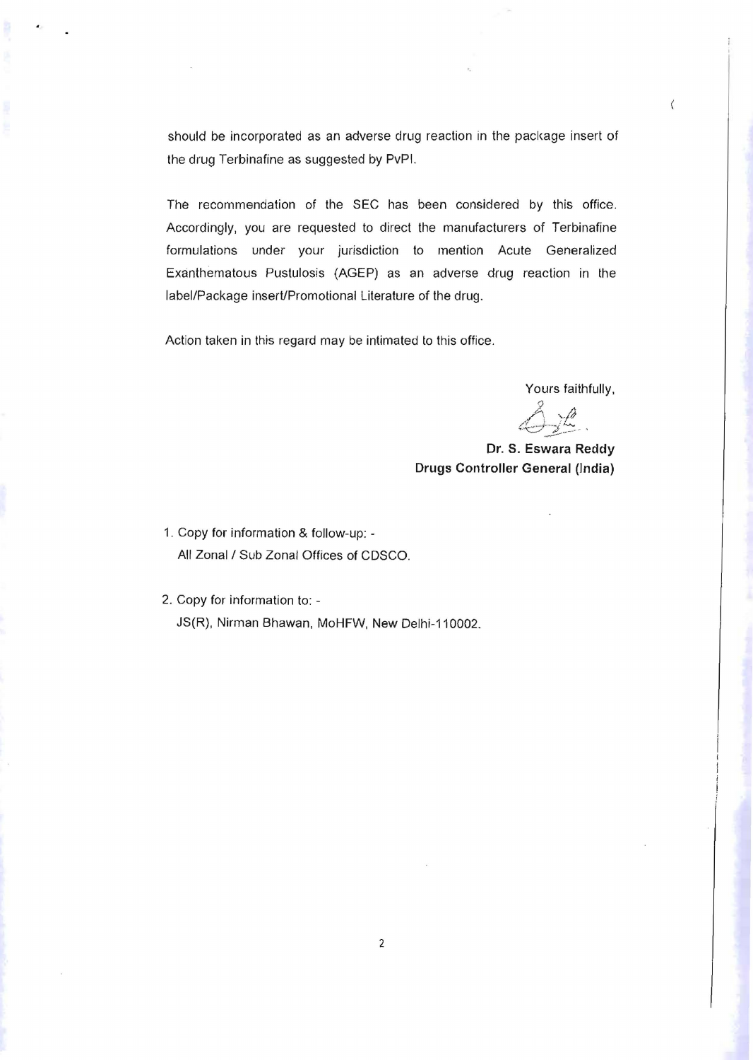should be incorporated as an adverse drug reaction in the package insert of the drug Terbinafine as suggested by PvPI.

The recommendation of the SEC has been considered by this office. Accordingly, you are requested to direct the manufacturers of Terbinafine formulations under your jurisdiction to mention Acute Generalized Exanthematous Pustulosis (AGEP) as an adverse drug reaction in the label/Package insert/Promotional Literature of the drug.

Action taken in this regard may be intimated to this office.

Yours faithfully,

**Dr. S. Eswara Reddy**
**Drugs Controller General (India)**

1. Copy for information & follow-up: -
   All Zonal / Sub Zonal Offices of CDSCO.

2. Copy for information to: -
   JS(R), Nirman Bhawan, MoHFW, New Delhi-110002.